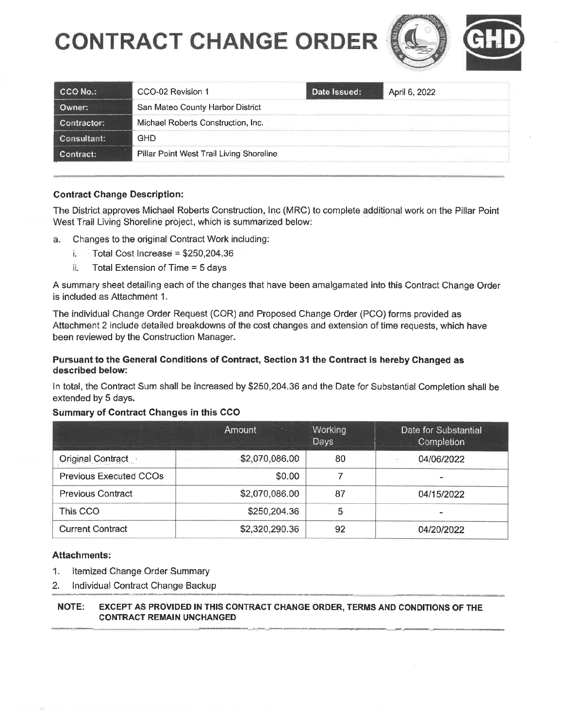# CONTRACT CHANGE ORDER

| CCO No.: | CCO-02 Revision 1 | Date Issued: | April 6, 2022 |
|---|---|---|---|
| Owner: | San Mateo County Harbor District | | |
| Contractor: | Michael Roberts Construction, Inc. | | |
| Consultant: | GHD | | |
| Contract: | Pillar Point West Trail Living Shoreline | | |

**Contract Change Description:**

The District approves Michael Roberts Construction, Inc (MRC) to complete additional work on the Pillar Point West Trail Living Shoreline project, which is summarized below:

a. Changes to the original Contract Work including:
   i. Total Cost Increase = $250,204.36
   ii. Total Extension of Time = 5 days

A summary sheet detailing each of the changes that have been amalgamated into this Contract Change Order is included as Attachment 1.

The individual Change Order Request (COR) and Proposed Change Order (PCO) forms provided as Attachment 2 include detailed breakdowns of the cost changes and extension of time requests, which have been reviewed by the Construction Manager.

**Pursuant to the General Conditions of Contract, Section 31 the Contract is hereby Changed as described below:**

In total, the Contract Sum shall be increased by $250,204.36 and the Date for Substantial Completion shall be extended by 5 days.

**Summary of Contract Changes in this CCO**

| | Amount | Working Days | Date for Substantial Completion |
|---|---|---|---|
| Original Contract | $2,070,086.00 | 80 | 04/06/2022 |
| Previous Executed CCOs | $0.00 | 7 | - |
| Previous Contract | $2,070,086.00 | 87 | 04/15/2022 |
| This CCO | $250,204.36 | 5 | - |
| Current Contract | $2,320,290.36 | 92 | 04/20/2022 |

**Attachments:**

1. Itemized Change Order Summary
2. Individual Contract Change Backup

**NOTE: EXCEPT AS PROVIDED IN THIS CONTRACT CHANGE ORDER, TERMS AND CONDITIONS OF THE CONTRACT REMAIN UNCHANGED**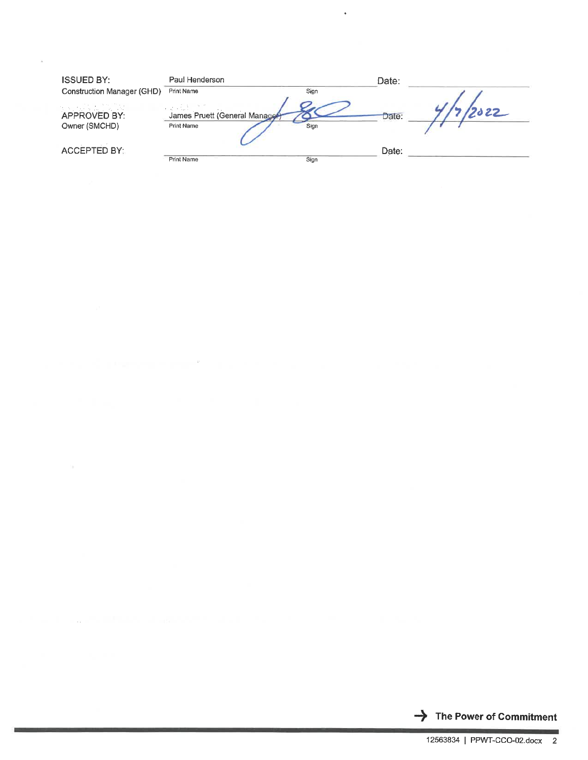| | | | |
|---|---|---|---|
| **ISSUED BY:** Construction Manager (GHD) | Paul Henderson<br>Print Name | Sign | Date: |
| **APPROVED BY:** Owner (SMCHD) | James Pruett (General Manager)<br>Print Name | Sign | Date: 4/7/2022 |
| **ACCEPTED BY:** | Print Name | Sign | Date: |

→ **The Power of Commitment**

12563834 | PPWT-CCO-02.docx